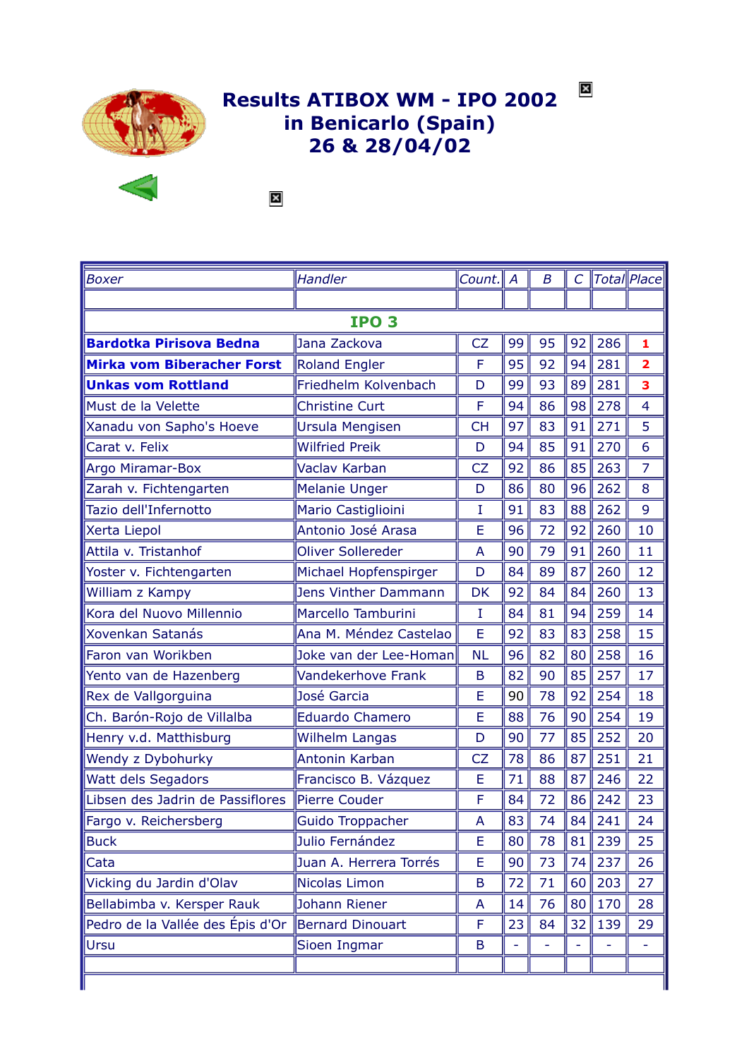# Results ATIBOX WM - IPO 2002
# in Benicarlo (Spain)
# 26 & 28/04/02

| *Boxer* | *Handler* | *Count.* | *A* | *B* | *C* | *Total* | *Place* |
|---|---|---|---|---|---|---|---|
| | | | | | | | |
| **IPO 3** | | | | | | | |
| **Bardotka Pirisova Bedna** | Jana Zackova | CZ | 99 | 95 | 92 | 286 | **1** |
| **Mirka vom Biberacher Forst** | Roland Engler | F | 95 | 92 | 94 | 281 | **2** |
| **Unkas vom Rottland** | Friedhelm Kolvenbach | D | 99 | 93 | 89 | 281 | **3** |
| Must de la Velette | Christine Curt | F | 94 | 86 | 98 | 278 | 4 |
| Xanadu von Sapho's Hoeve | Ursula Mengisen | CH | 97 | 83 | 91 | 271 | 5 |
| Carat v. Felix | Wilfried Preik | D | 94 | 85 | 91 | 270 | 6 |
| Argo Miramar-Box | Vaclav Karban | CZ | 92 | 86 | 85 | 263 | 7 |
| Zarah v. Fichtengarten | Melanie Unger | D | 86 | 80 | 96 | 262 | 8 |
| Tazio dell'Infernotto | Mario Castiglioini | I | 91 | 83 | 88 | 262 | 9 |
| Xerta Liepol | Antonio José Arasa | E | 96 | 72 | 92 | 260 | 10 |
| Attila v. Tristanhof | Oliver Sollereder | A | 90 | 79 | 91 | 260 | 11 |
| Yoster v. Fichtengarten | Michael Hopfenspirger | D | 84 | 89 | 87 | 260 | 12 |
| William z Kampy | Jens Vinther Dammann | DK | 92 | 84 | 84 | 260 | 13 |
| Kora del Nuovo Millennio | Marcello Tamburini | I | 84 | 81 | 94 | 259 | 14 |
| Xovenkan Satanás | Ana M. Méndez Castelao | E | 92 | 83 | 83 | 258 | 15 |
| Faron van Workben | Joke van der Lee-Homan | NL | 96 | 82 | 80 | 258 | 16 |
| Yento van de Hazenberg | Vandekerhove Frank | B | 82 | 90 | 85 | 257 | 17 |
| Rex de Vallgorguina | José Garcia | E | 90 | 78 | 92 | 254 | 18 |
| Ch. Barón-Rojo de Villalba | Eduardo Chamero | E | 88 | 76 | 90 | 254 | 19 |
| Henry v.d. Matthisburg | Wilhelm Langas | D | 90 | 77 | 85 | 252 | 20 |
| Wendy z Dybohurky | Antonin Karban | CZ | 78 | 86 | 87 | 251 | 21 |
| Watt dels Segadors | Francisco B. Vázquez | E | 71 | 88 | 87 | 246 | 22 |
| Libsen des Jadrin de Passiflores | Pierre Couder | F | 84 | 72 | 86 | 242 | 23 |
| Fargo v. Reichersberg | Guido Troppacher | A | 83 | 74 | 84 | 241 | 24 |
| Buck | Julio Fernández | E | 80 | 78 | 81 | 239 | 25 |
| Cata | Juan A. Herrera Torrés | E | 90 | 73 | 74 | 237 | 26 |
| Vicking du Jardin d'Olav | Nicolas Limon | B | 72 | 71 | 60 | 203 | 27 |
| Bellabimba v. Kersper Rauk | Johann Riener | A | 14 | 76 | 80 | 170 | 28 |
| Pedro de la Vallée des Épis d'Or | Bernard Dinouart | F | 23 | 84 | 32 | 139 | 29 |
| Ursu | Sioen Ingmar | B | - | - | - | - | - |
| | | | | | | | |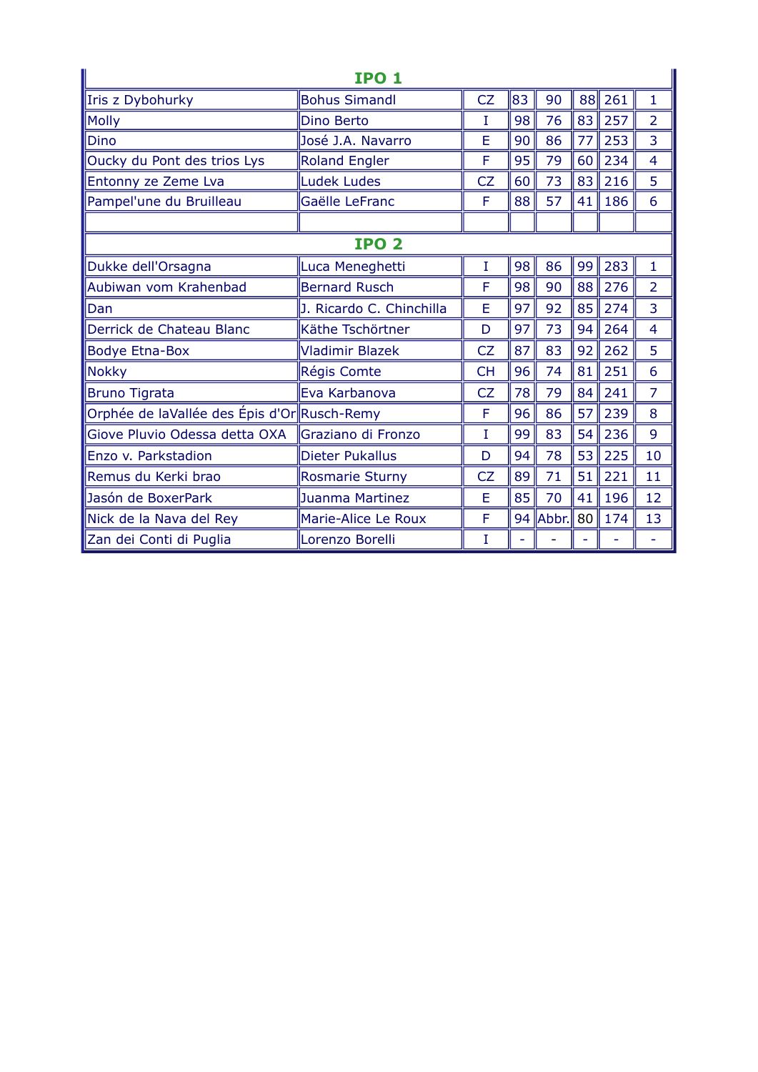## IPO 1

| | | | | | | | |
|---|---|---|---|---|---|---|---|
| Iris z Dybohurky | Bohus Simandl | CZ | 83 | 90 | 88 | 261 | 1 |
| Molly | Dino Berto | I | 98 | 76 | 83 | 257 | 2 |
| Dino | José J.A. Navarro | E | 90 | 86 | 77 | 253 | 3 |
| Oucky du Pont des trios Lys | Roland Engler | F | 95 | 79 | 60 | 234 | 4 |
| Entonny ze Zeme Lva | Ludek Ludes | CZ | 60 | 73 | 83 | 216 | 5 |
| Pampel'une du Bruilleau | Gaëlle LeFranc | F | 88 | 57 | 41 | 186 | 6 |

## IPO 2

| | | | | | | | |
|---|---|---|---|---|---|---|---|
| Dukke dell'Orsagna | Luca Meneghetti | I | 98 | 86 | 99 | 283 | 1 |
| Aubiwan vom Krahenbad | Bernard Rusch | F | 98 | 90 | 88 | 276 | 2 |
| Dan | J. Ricardo C. Chinchilla | E | 97 | 92 | 85 | 274 | 3 |
| Derrick de Chateau Blanc | Käthe Tschörtner | D | 97 | 73 | 94 | 264 | 4 |
| Bodye Etna-Box | Vladimir Blazek | CZ | 87 | 83 | 92 | 262 | 5 |
| Nokky | Régis Comte | CH | 96 | 74 | 81 | 251 | 6 |
| Bruno Tigrata | Eva Karbanova | CZ | 78 | 79 | 84 | 241 | 7 |
| Orphée de laVallée des Épis d'Or | Rusch-Remy | F | 96 | 86 | 57 | 239 | 8 |
| Giove Pluvio Odessa detta OXA | Graziano di Fronzo | I | 99 | 83 | 54 | 236 | 9 |
| Enzo v. Parkstadion | Dieter Pukallus | D | 94 | 78 | 53 | 225 | 10 |
| Remus du Kerki brao | Rosmarie Sturny | CZ | 89 | 71 | 51 | 221 | 11 |
| Jasón de BoxerPark | Juanma Martinez | E | 85 | 70 | 41 | 196 | 12 |
| Nick de la Nava del Rey | Marie-Alice Le Roux | F | 94 | Abbr. | 80 | 174 | 13 |
| Zan dei Conti di Puglia | Lorenzo Borelli | I | - | - | - | - | - |